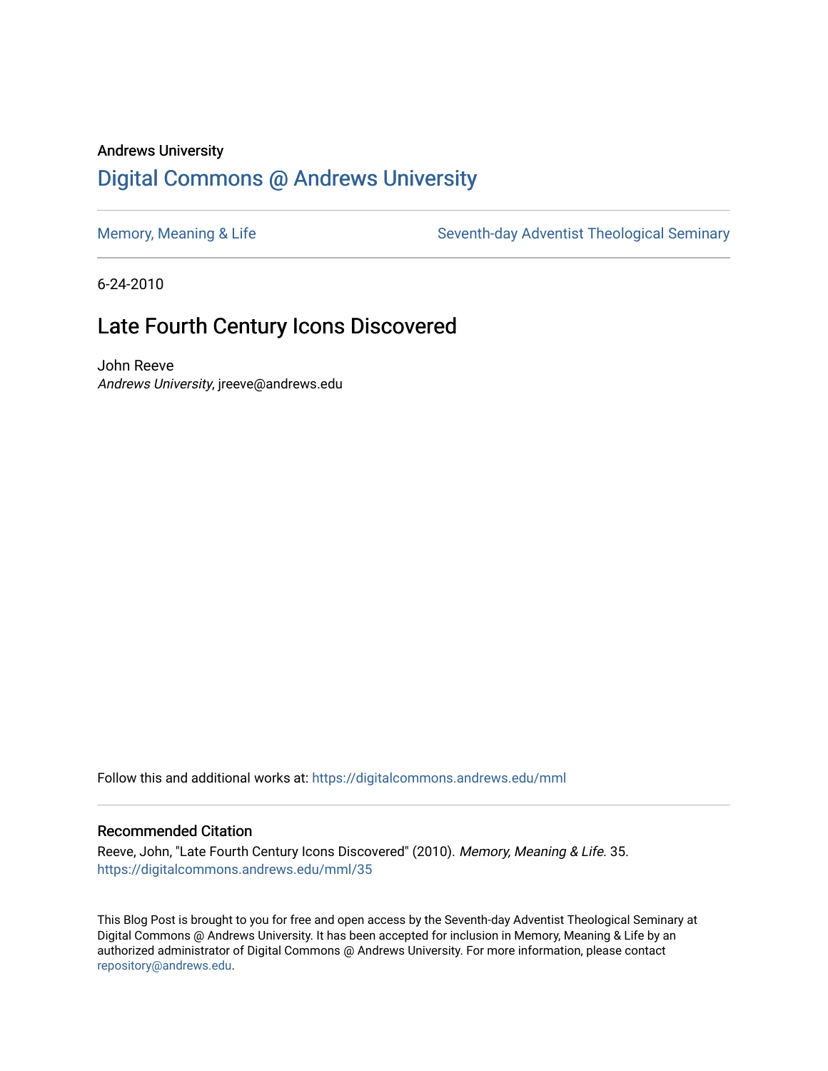Andrews University

# Digital Commons @ Andrews University

Memory, Meaning & Life

Seventh-day Adventist Theological Seminary

6-24-2010

## Late Fourth Century Icons Discovered

John Reeve
*Andrews University*, jreeve@andrews.edu

Follow this and additional works at: https://digitalcommons.andrews.edu/mml

### Recommended Citation

Reeve, John, "Late Fourth Century Icons Discovered" (2010). *Memory, Meaning & Life*. 35.
https://digitalcommons.andrews.edu/mml/35

This Blog Post is brought to you for free and open access by the Seventh-day Adventist Theological Seminary at Digital Commons @ Andrews University. It has been accepted for inclusion in Memory, Meaning & Life by an authorized administrator of Digital Commons @ Andrews University. For more information, please contact repository@andrews.edu.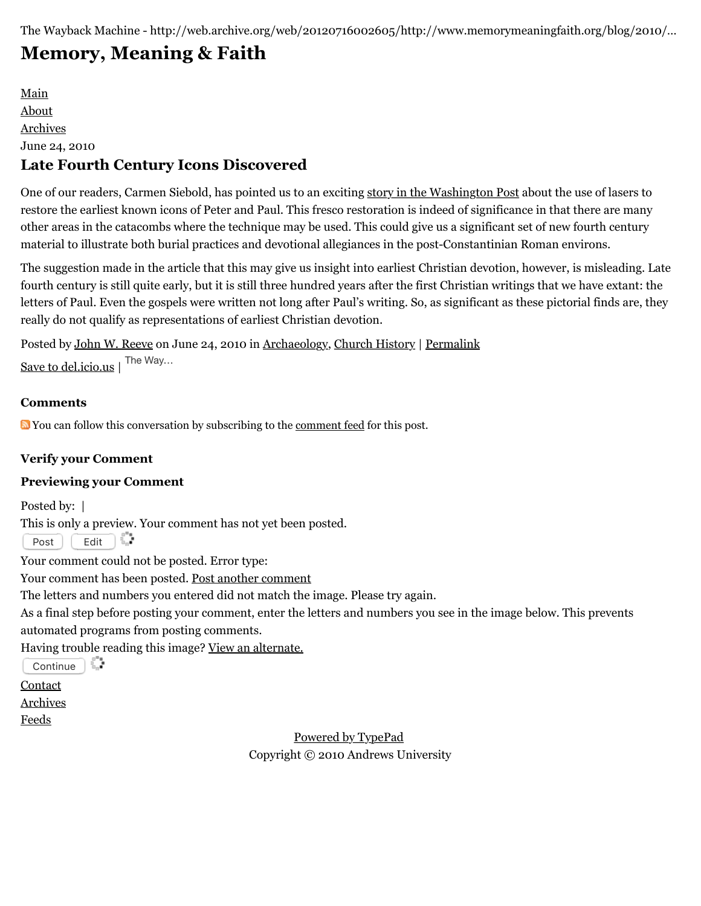# Memory, Meaning & Faith

Main
About
Archives

June 24, 2010

## Late Fourth Century Icons Discovered

One of our readers, Carmen Siebold, has pointed us to an exciting story in the Washington Post about the use of lasers to restore the earliest known icons of Peter and Paul. This fresco restoration is indeed of significance in that there are many other areas in the catacombs where the technique may be used. This could give us a significant set of new fourth century material to illustrate both burial practices and devotional allegiances in the post-Constantinian Roman environs.

The suggestion made in the article that this may give us insight into earliest Christian devotion, however, is misleading. Late fourth century is still quite early, but it is still three hundred years after the first Christian writings that we have extant: the letters of Paul. Even the gospels were written not long after Paul's writing. So, as significant as these pictorial finds are, they really do not qualify as representations of earliest Christian devotion.

Posted by John W. Reeve on June 24, 2010 in Archaeology, Church History | Permalink

Save to del.icio.us | The Way...

### Comments

You can follow this conversation by subscribing to the comment feed for this post.

### Verify your Comment

### Previewing your Comment

Posted by: |

This is only a preview. Your comment has not yet been posted.

Post Edit

Your comment could not be posted. Error type:

Your comment has been posted. Post another comment

The letters and numbers you entered did not match the image. Please try again.

As a final step before posting your comment, enter the letters and numbers you see in the image below. This prevents automated programs from posting comments.

Having trouble reading this image? View an alternate.

Continue

Contact
Archives
Feeds

Powered by TypePad
Copyright © 2010 Andrews University